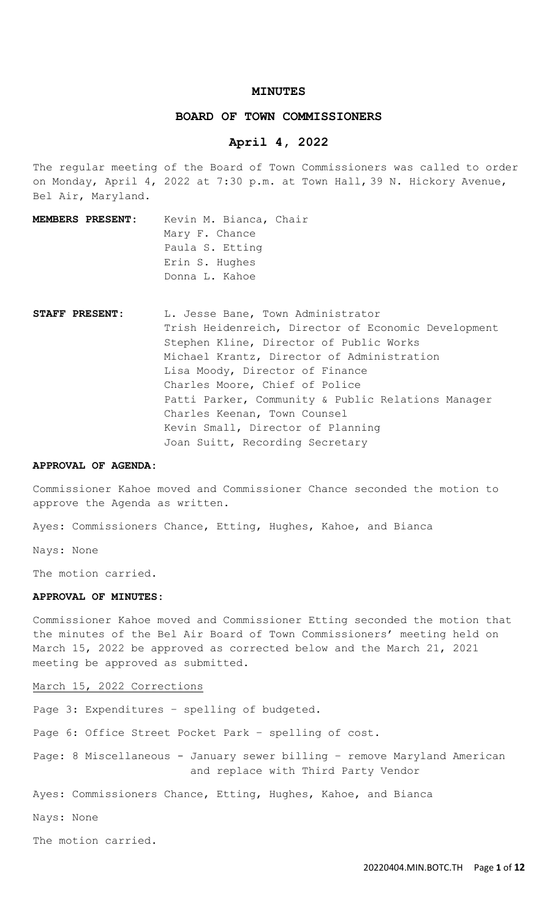# MINUTES

## BOARD OF TOWN COMMISSIONERS

## April 4, 2022

The regular meeting of the Board of Town Commissioners was called to order on Monday, April 4, 2022 at 7:30 p.m. at Town Hall, 39 N. Hickory Avenue, Bel Air, Maryland.

**MEMBERS PRESENT:**

Kevin M. Bianca, Chair
Mary F. Chance
Paula S. Etting
Erin S. Hughes
Donna L. Kahoe

**STAFF PRESENT:**

L. Jesse Bane, Town Administrator
Trish Heidenreich, Director of Economic Development
Stephen Kline, Director of Public Works
Michael Krantz, Director of Administration
Lisa Moody, Director of Finance
Charles Moore, Chief of Police
Patti Parker, Community & Public Relations Manager
Charles Keenan, Town Counsel
Kevin Small, Director of Planning
Joan Suitt, Recording Secretary

**APPROVAL OF AGENDA:**

Commissioner Kahoe moved and Commissioner Chance seconded the motion to approve the Agenda as written.

Ayes: Commissioners Chance, Etting, Hughes, Kahoe, and Bianca

Nays: None

The motion carried.

**APPROVAL OF MINUTES:**

Commissioner Kahoe moved and Commissioner Etting seconded the motion that the minutes of the Bel Air Board of Town Commissioners' meeting held on March 15, 2022 be approved as corrected below and the March 21, 2021 meeting be approved as submitted.

March 15, 2022 Corrections

Page 3: Expenditures – spelling of budgeted.

Page 6: Office Street Pocket Park – spelling of cost.

Page: 8 Miscellaneous - January sewer billing – remove Maryland American and replace with Third Party Vendor

Ayes: Commissioners Chance, Etting, Hughes, Kahoe, and Bianca

Nays: None

The motion carried.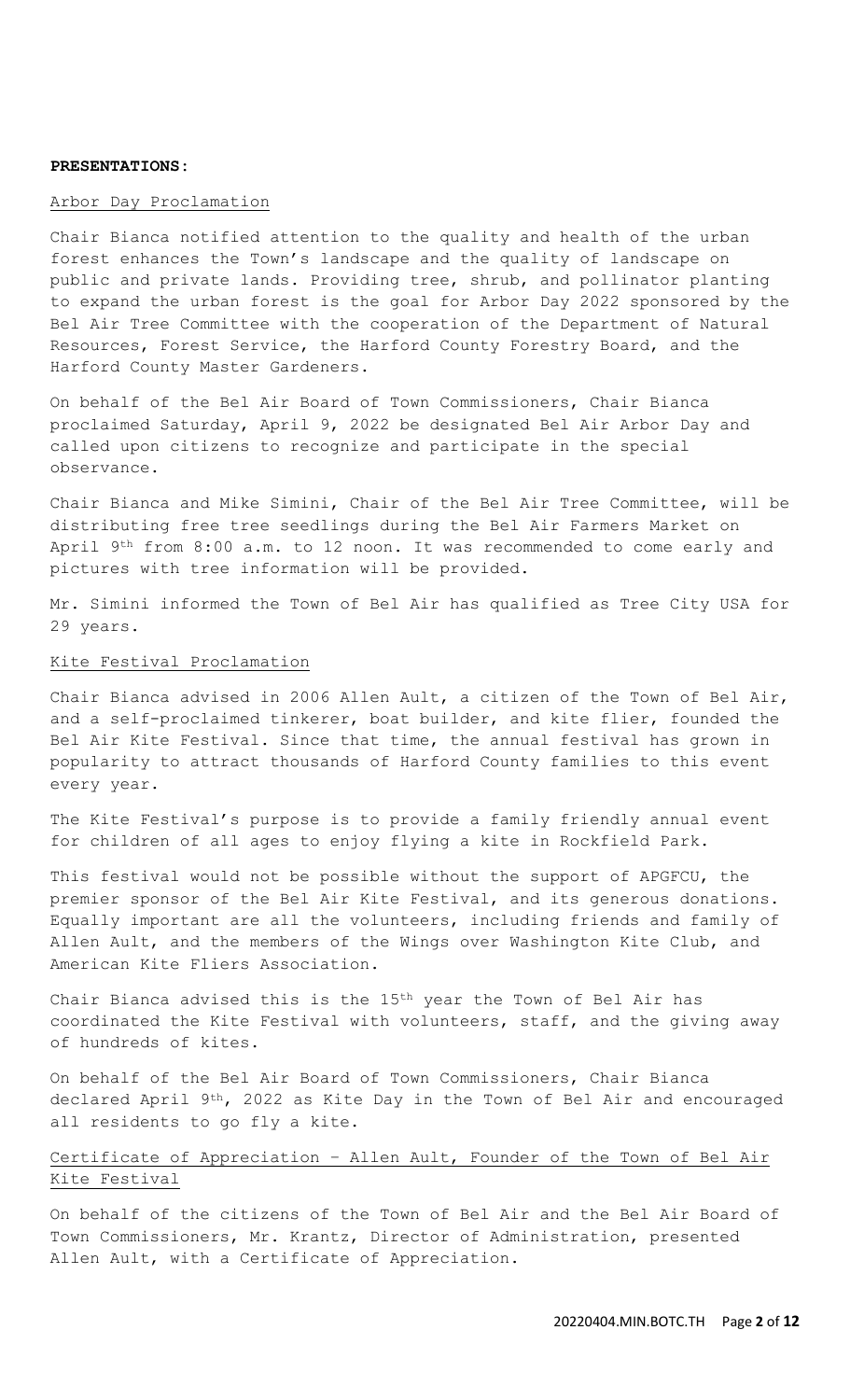**PRESENTATIONS:**

Arbor Day Proclamation

Chair Bianca notified attention to the quality and health of the urban forest enhances the Town's landscape and the quality of landscape on public and private lands. Providing tree, shrub, and pollinator planting to expand the urban forest is the goal for Arbor Day 2022 sponsored by the Bel Air Tree Committee with the cooperation of the Department of Natural Resources, Forest Service, the Harford County Forestry Board, and the Harford County Master Gardeners.

On behalf of the Bel Air Board of Town Commissioners, Chair Bianca proclaimed Saturday, April 9, 2022 be designated Bel Air Arbor Day and called upon citizens to recognize and participate in the special observance.

Chair Bianca and Mike Simini, Chair of the Bel Air Tree Committee, will be distributing free tree seedlings during the Bel Air Farmers Market on April 9th from 8:00 a.m. to 12 noon. It was recommended to come early and pictures with tree information will be provided.

Mr. Simini informed the Town of Bel Air has qualified as Tree City USA for 29 years.

Kite Festival Proclamation

Chair Bianca advised in 2006 Allen Ault, a citizen of the Town of Bel Air, and a self-proclaimed tinkerer, boat builder, and kite flier, founded the Bel Air Kite Festival. Since that time, the annual festival has grown in popularity to attract thousands of Harford County families to this event every year.

The Kite Festival's purpose is to provide a family friendly annual event for children of all ages to enjoy flying a kite in Rockfield Park.

This festival would not be possible without the support of APGFCU, the premier sponsor of the Bel Air Kite Festival, and its generous donations. Equally important are all the volunteers, including friends and family of Allen Ault, and the members of the Wings over Washington Kite Club, and American Kite Fliers Association.

Chair Bianca advised this is the 15th year the Town of Bel Air has coordinated the Kite Festival with volunteers, staff, and the giving away of hundreds of kites.

On behalf of the Bel Air Board of Town Commissioners, Chair Bianca declared April 9th, 2022 as Kite Day in the Town of Bel Air and encouraged all residents to go fly a kite.

Certificate of Appreciation – Allen Ault, Founder of the Town of Bel Air Kite Festival

On behalf of the citizens of the Town of Bel Air and the Bel Air Board of Town Commissioners, Mr. Krantz, Director of Administration, presented Allen Ault, with a Certificate of Appreciation.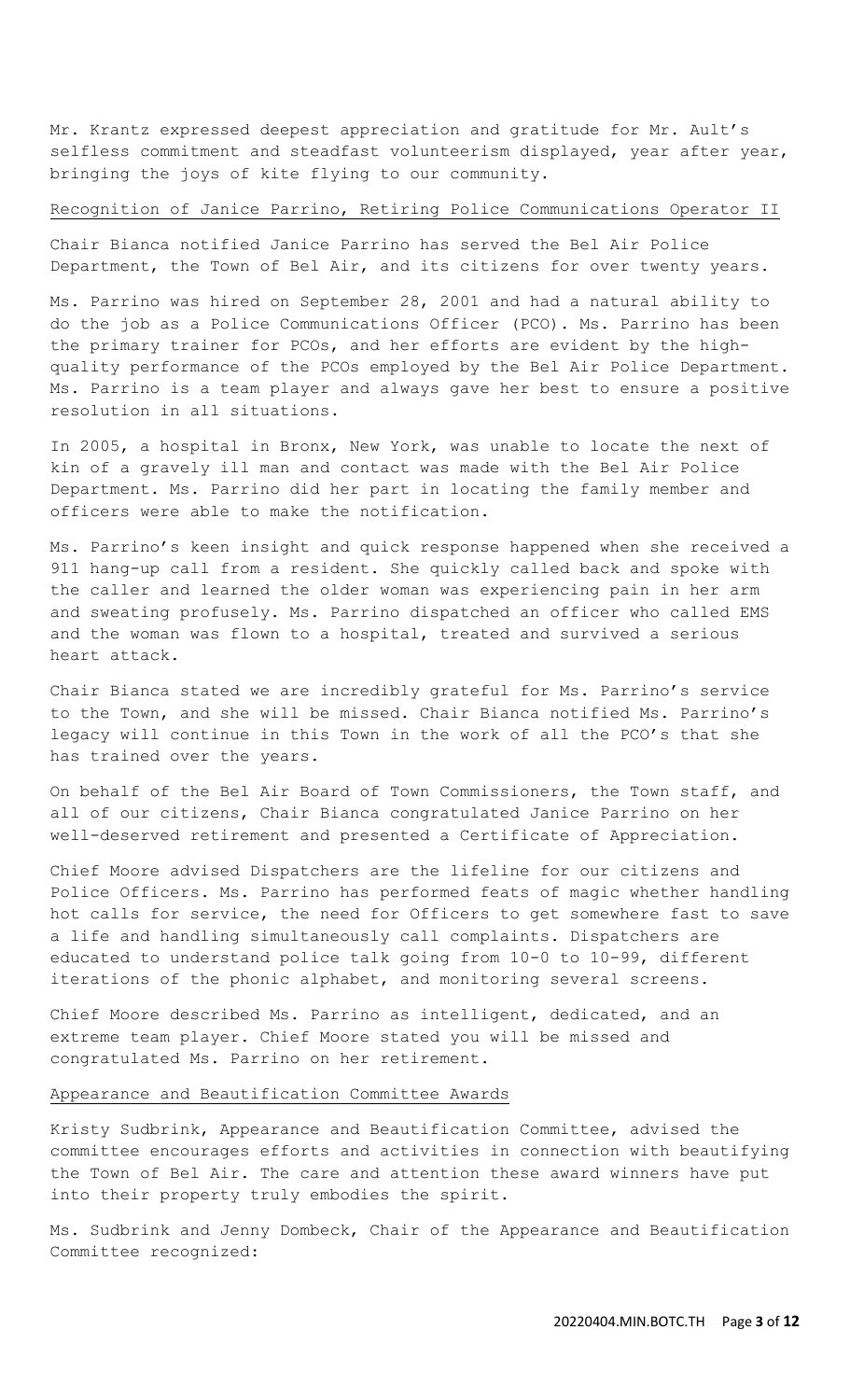Mr. Krantz expressed deepest appreciation and gratitude for Mr. Ault's selfless commitment and steadfast volunteerism displayed, year after year, bringing the joys of kite flying to our community.

## Recognition of Janice Parrino, Retiring Police Communications Operator II

Chair Bianca notified Janice Parrino has served the Bel Air Police Department, the Town of Bel Air, and its citizens for over twenty years.

Ms. Parrino was hired on September 28, 2001 and had a natural ability to do the job as a Police Communications Officer (PCO). Ms. Parrino has been the primary trainer for PCOs, and her efforts are evident by the high-quality performance of the PCOs employed by the Bel Air Police Department. Ms. Parrino is a team player and always gave her best to ensure a positive resolution in all situations.

In 2005, a hospital in Bronx, New York, was unable to locate the next of kin of a gravely ill man and contact was made with the Bel Air Police Department. Ms. Parrino did her part in locating the family member and officers were able to make the notification.

Ms. Parrino's keen insight and quick response happened when she received a 911 hang-up call from a resident. She quickly called back and spoke with the caller and learned the older woman was experiencing pain in her arm and sweating profusely. Ms. Parrino dispatched an officer who called EMS and the woman was flown to a hospital, treated and survived a serious heart attack.

Chair Bianca stated we are incredibly grateful for Ms. Parrino's service to the Town, and she will be missed. Chair Bianca notified Ms. Parrino's legacy will continue in this Town in the work of all the PCO's that she has trained over the years.

On behalf of the Bel Air Board of Town Commissioners, the Town staff, and all of our citizens, Chair Bianca congratulated Janice Parrino on her well-deserved retirement and presented a Certificate of Appreciation.

Chief Moore advised Dispatchers are the lifeline for our citizens and Police Officers. Ms. Parrino has performed feats of magic whether handling hot calls for service, the need for Officers to get somewhere fast to save a life and handling simultaneously call complaints. Dispatchers are educated to understand police talk going from 10-0 to 10-99, different iterations of the phonic alphabet, and monitoring several screens.

Chief Moore described Ms. Parrino as intelligent, dedicated, and an extreme team player. Chief Moore stated you will be missed and congratulated Ms. Parrino on her retirement.

## Appearance and Beautification Committee Awards

Kristy Sudbrink, Appearance and Beautification Committee, advised the committee encourages efforts and activities in connection with beautifying the Town of Bel Air. The care and attention these award winners have put into their property truly embodies the spirit.

Ms. Sudbrink and Jenny Dombeck, Chair of the Appearance and Beautification Committee recognized: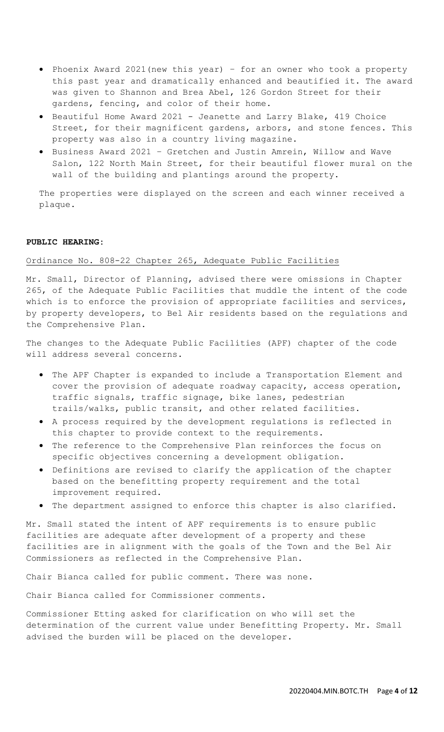- Phoenix Award 2021(new this year) – for an owner who took a property this past year and dramatically enhanced and beautified it. The award was given to Shannon and Brea Abel, 126 Gordon Street for their gardens, fencing, and color of their home.
- Beautiful Home Award 2021 - Jeanette and Larry Blake, 419 Choice Street, for their magnificent gardens, arbors, and stone fences. This property was also in a country living magazine.
- Business Award 2021 – Gretchen and Justin Amrein, Willow and Wave Salon, 122 North Main Street, for their beautiful flower mural on the wall of the building and plantings around the property.

The properties were displayed on the screen and each winner received a plaque.

**PUBLIC HEARING:**

Ordinance No. 808-22 Chapter 265, Adequate Public Facilities

Mr. Small, Director of Planning, advised there were omissions in Chapter 265, of the Adequate Public Facilities that muddle the intent of the code which is to enforce the provision of appropriate facilities and services, by property developers, to Bel Air residents based on the regulations and the Comprehensive Plan.

The changes to the Adequate Public Facilities (APF) chapter of the code will address several concerns.

- The APF Chapter is expanded to include a Transportation Element and cover the provision of adequate roadway capacity, access operation, traffic signals, traffic signage, bike lanes, pedestrian trails/walks, public transit, and other related facilities.
- A process required by the development regulations is reflected in this chapter to provide context to the requirements.
- The reference to the Comprehensive Plan reinforces the focus on specific objectives concerning a development obligation.
- Definitions are revised to clarify the application of the chapter based on the benefitting property requirement and the total improvement required.
- The department assigned to enforce this chapter is also clarified.

Mr. Small stated the intent of APF requirements is to ensure public facilities are adequate after development of a property and these facilities are in alignment with the goals of the Town and the Bel Air Commissioners as reflected in the Comprehensive Plan.

Chair Bianca called for public comment. There was none.

Chair Bianca called for Commissioner comments.

Commissioner Etting asked for clarification on who will set the determination of the current value under Benefitting Property. Mr. Small advised the burden will be placed on the developer.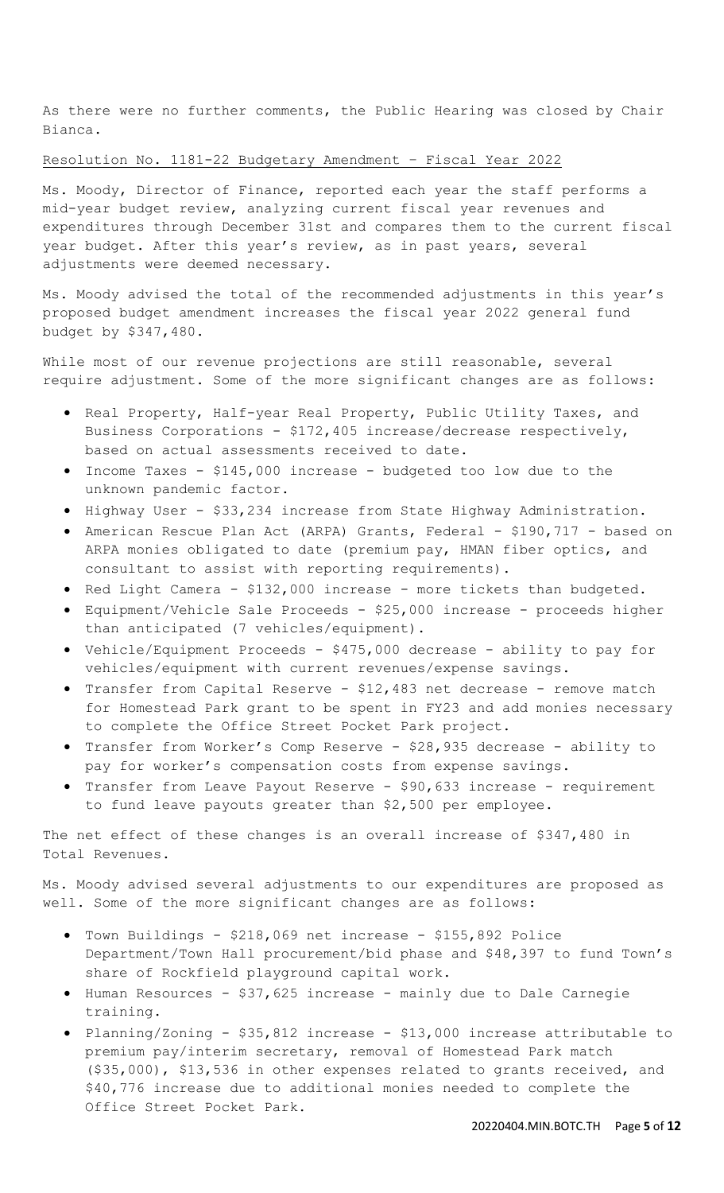As there were no further comments, the Public Hearing was closed by Chair Bianca.

Resolution No. 1181-22 Budgetary Amendment – Fiscal Year 2022

Ms. Moody, Director of Finance, reported each year the staff performs a mid-year budget review, analyzing current fiscal year revenues and expenditures through December 31st and compares them to the current fiscal year budget. After this year's review, as in past years, several adjustments were deemed necessary.

Ms. Moody advised the total of the recommended adjustments in this year's proposed budget amendment increases the fiscal year 2022 general fund budget by $347,480.

While most of our revenue projections are still reasonable, several require adjustment. Some of the more significant changes are as follows:

- Real Property, Half-year Real Property, Public Utility Taxes, and Business Corporations - $172,405 increase/decrease respectively, based on actual assessments received to date.
- Income Taxes - $145,000 increase - budgeted too low due to the unknown pandemic factor.
- Highway User - $33,234 increase from State Highway Administration.
- American Rescue Plan Act (ARPA) Grants, Federal - $190,717 - based on ARPA monies obligated to date (premium pay, HMAN fiber optics, and consultant to assist with reporting requirements).
- Red Light Camera - $132,000 increase - more tickets than budgeted.
- Equipment/Vehicle Sale Proceeds - $25,000 increase - proceeds higher than anticipated (7 vehicles/equipment).
- Vehicle/Equipment Proceeds - $475,000 decrease - ability to pay for vehicles/equipment with current revenues/expense savings.
- Transfer from Capital Reserve - $12,483 net decrease - remove match for Homestead Park grant to be spent in FY23 and add monies necessary to complete the Office Street Pocket Park project.
- Transfer from Worker's Comp Reserve - $28,935 decrease - ability to pay for worker's compensation costs from expense savings.
- Transfer from Leave Payout Reserve - $90,633 increase - requirement to fund leave payouts greater than $2,500 per employee.

The net effect of these changes is an overall increase of $347,480 in Total Revenues.

Ms. Moody advised several adjustments to our expenditures are proposed as well. Some of the more significant changes are as follows:

- Town Buildings - $218,069 net increase - $155,892 Police Department/Town Hall procurement/bid phase and $48,397 to fund Town's share of Rockfield playground capital work.
- Human Resources - $37,625 increase - mainly due to Dale Carnegie training.
- Planning/Zoning - $35,812 increase - $13,000 increase attributable to premium pay/interim secretary, removal of Homestead Park match ($35,000), $13,536 in other expenses related to grants received, and $40,776 increase due to additional monies needed to complete the Office Street Pocket Park.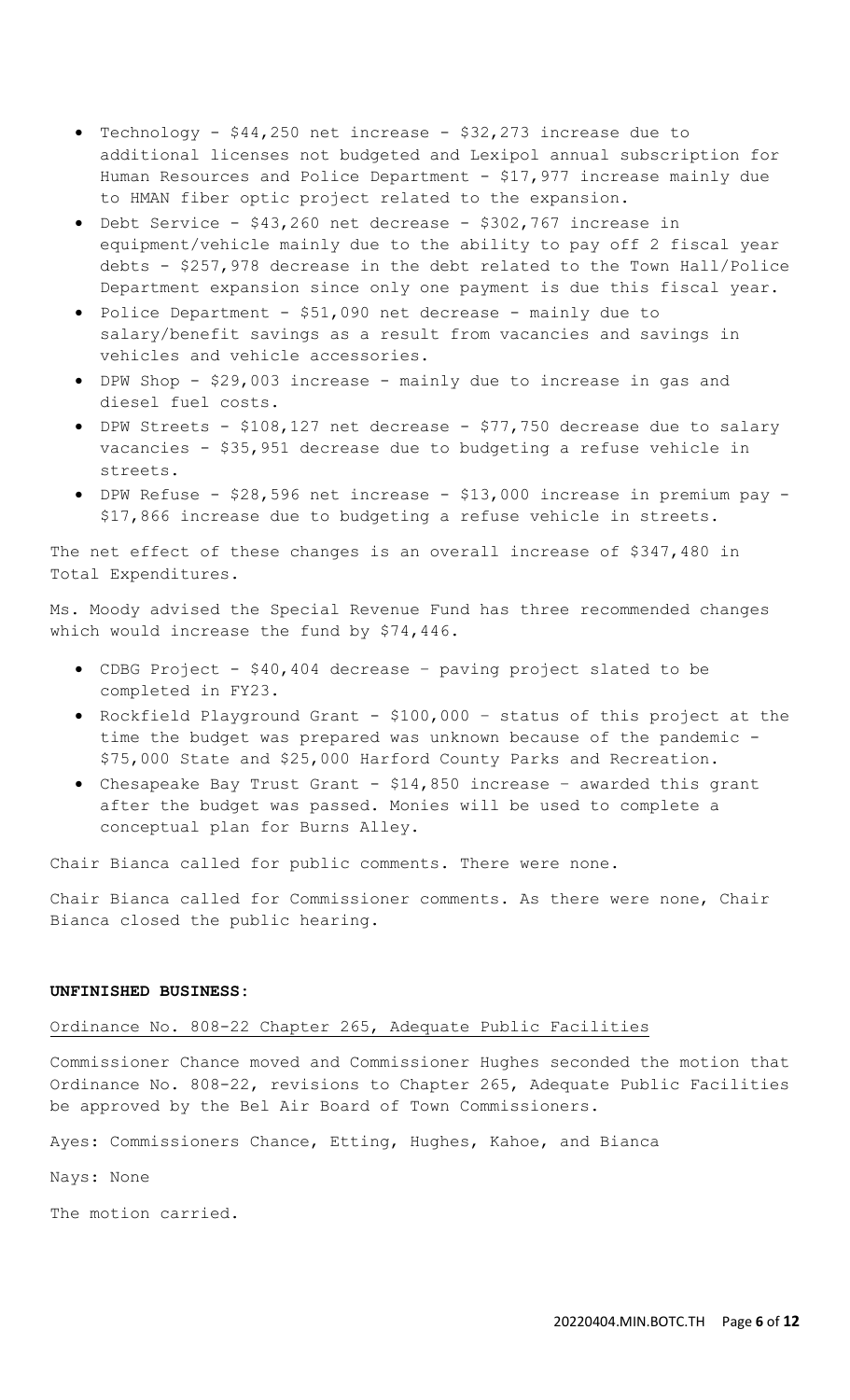- Technology - $44,250 net increase - $32,273 increase due to additional licenses not budgeted and Lexipol annual subscription for Human Resources and Police Department - $17,977 increase mainly due to HMAN fiber optic project related to the expansion.
- Debt Service - $43,260 net decrease - $302,767 increase in equipment/vehicle mainly due to the ability to pay off 2 fiscal year debts - $257,978 decrease in the debt related to the Town Hall/Police Department expansion since only one payment is due this fiscal year.
- Police Department - $51,090 net decrease - mainly due to salary/benefit savings as a result from vacancies and savings in vehicles and vehicle accessories.
- DPW Shop - $29,003 increase - mainly due to increase in gas and diesel fuel costs.
- DPW Streets - $108,127 net decrease - $77,750 decrease due to salary vacancies - $35,951 decrease due to budgeting a refuse vehicle in streets.
- DPW Refuse - $28,596 net increase - $13,000 increase in premium pay - $17,866 increase due to budgeting a refuse vehicle in streets.

The net effect of these changes is an overall increase of $347,480 in Total Expenditures.

Ms. Moody advised the Special Revenue Fund has three recommended changes which would increase the fund by $74,446.

- CDBG Project - $40,404 decrease – paving project slated to be completed in FY23.
- Rockfield Playground Grant - $100,000 – status of this project at the time the budget was prepared was unknown because of the pandemic - $75,000 State and $25,000 Harford County Parks and Recreation.
- Chesapeake Bay Trust Grant - $14,850 increase – awarded this grant after the budget was passed. Monies will be used to complete a conceptual plan for Burns Alley.

Chair Bianca called for public comments. There were none.

Chair Bianca called for Commissioner comments. As there were none, Chair Bianca closed the public hearing.

**UNFINISHED BUSINESS:**

Ordinance No. 808-22 Chapter 265, Adequate Public Facilities

Commissioner Chance moved and Commissioner Hughes seconded the motion that Ordinance No. 808-22, revisions to Chapter 265, Adequate Public Facilities be approved by the Bel Air Board of Town Commissioners.

Ayes: Commissioners Chance, Etting, Hughes, Kahoe, and Bianca

Nays: None

The motion carried.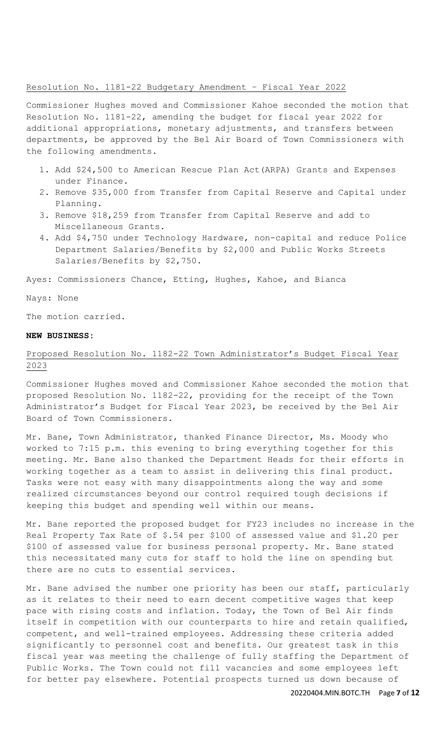Resolution No. 1181-22 Budgetary Amendment – Fiscal Year 2022

Commissioner Hughes moved and Commissioner Kahoe seconded the motion that Resolution No. 1181-22, amending the budget for fiscal year 2022 for additional appropriations, monetary adjustments, and transfers between departments, be approved by the Bel Air Board of Town Commissioners with the following amendments.

1. Add $24,500 to American Rescue Plan Act(ARPA) Grants and Expenses under Finance.
2. Remove $35,000 from Transfer from Capital Reserve and Capital under Planning.
3. Remove $18,259 from Transfer from Capital Reserve and add to Miscellaneous Grants.
4. Add $4,750 under Technology Hardware, non-capital and reduce Police Department Salaries/Benefits by $2,000 and Public Works Streets Salaries/Benefits by $2,750.

Ayes: Commissioners Chance, Etting, Hughes, Kahoe, and Bianca

Nays: None

The motion carried.

**NEW BUSINESS:**

Proposed Resolution No. 1182-22 Town Administrator's Budget Fiscal Year 2023

Commissioner Hughes moved and Commissioner Kahoe seconded the motion that proposed Resolution No. 1182-22, providing for the receipt of the Town Administrator's Budget for Fiscal Year 2023, be received by the Bel Air Board of Town Commissioners.

Mr. Bane, Town Administrator, thanked Finance Director, Ms. Moody who worked to 7:15 p.m. this evening to bring everything together for this meeting. Mr. Bane also thanked the Department Heads for their efforts in working together as a team to assist in delivering this final product. Tasks were not easy with many disappointments along the way and some realized circumstances beyond our control required tough decisions if keeping this budget and spending well within our means.

Mr. Bane reported the proposed budget for FY23 includes no increase in the Real Property Tax Rate of $.54 per $100 of assessed value and $1.20 per $100 of assessed value for business personal property. Mr. Bane stated this necessitated many cuts for staff to hold the line on spending but there are no cuts to essential services.

Mr. Bane advised the number one priority has been our staff, particularly as it relates to their need to earn decent competitive wages that keep pace with rising costs and inflation. Today, the Town of Bel Air finds itself in competition with our counterparts to hire and retain qualified, competent, and well-trained employees. Addressing these criteria added significantly to personnel cost and benefits. Our greatest task in this fiscal year was meeting the challenge of fully staffing the Department of Public Works. The Town could not fill vacancies and some employees left for better pay elsewhere. Potential prospects turned us down because of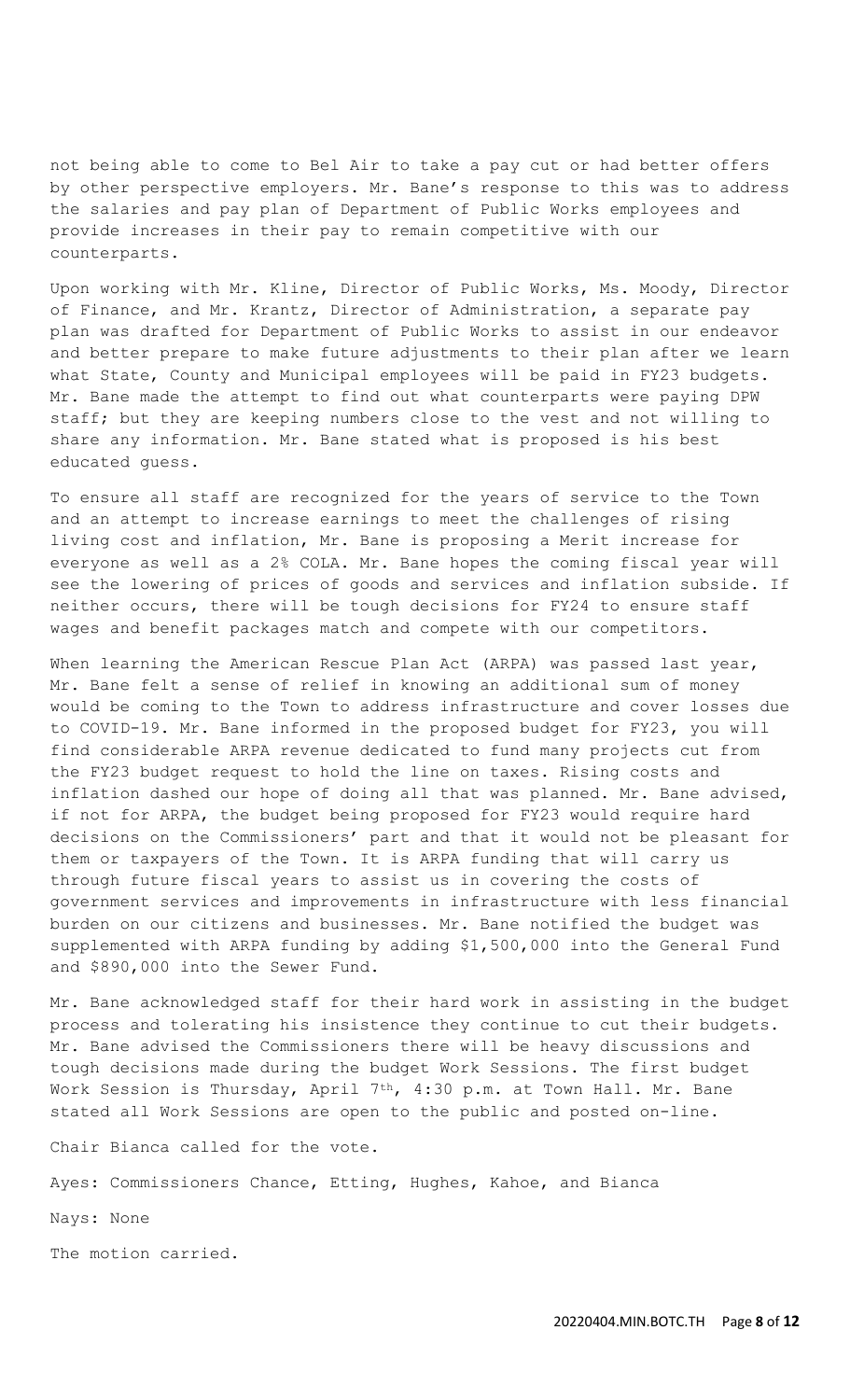not being able to come to Bel Air to take a pay cut or had better offers by other perspective employers. Mr. Bane's response to this was to address the salaries and pay plan of Department of Public Works employees and provide increases in their pay to remain competitive with our counterparts.

Upon working with Mr. Kline, Director of Public Works, Ms. Moody, Director of Finance, and Mr. Krantz, Director of Administration, a separate pay plan was drafted for Department of Public Works to assist in our endeavor and better prepare to make future adjustments to their plan after we learn what State, County and Municipal employees will be paid in FY23 budgets. Mr. Bane made the attempt to find out what counterparts were paying DPW staff; but they are keeping numbers close to the vest and not willing to share any information. Mr. Bane stated what is proposed is his best educated guess.

To ensure all staff are recognized for the years of service to the Town and an attempt to increase earnings to meet the challenges of rising living cost and inflation, Mr. Bane is proposing a Merit increase for everyone as well as a 2% COLA. Mr. Bane hopes the coming fiscal year will see the lowering of prices of goods and services and inflation subside. If neither occurs, there will be tough decisions for FY24 to ensure staff wages and benefit packages match and compete with our competitors.

When learning the American Rescue Plan Act (ARPA) was passed last year, Mr. Bane felt a sense of relief in knowing an additional sum of money would be coming to the Town to address infrastructure and cover losses due to COVID-19. Mr. Bane informed in the proposed budget for FY23, you will find considerable ARPA revenue dedicated to fund many projects cut from the FY23 budget request to hold the line on taxes. Rising costs and inflation dashed our hope of doing all that was planned. Mr. Bane advised, if not for ARPA, the budget being proposed for FY23 would require hard decisions on the Commissioners' part and that it would not be pleasant for them or taxpayers of the Town. It is ARPA funding that will carry us through future fiscal years to assist us in covering the costs of government services and improvements in infrastructure with less financial burden on our citizens and businesses. Mr. Bane notified the budget was supplemented with ARPA funding by adding $1,500,000 into the General Fund and $890,000 into the Sewer Fund.

Mr. Bane acknowledged staff for their hard work in assisting in the budget process and tolerating his insistence they continue to cut their budgets. Mr. Bane advised the Commissioners there will be heavy discussions and tough decisions made during the budget Work Sessions. The first budget Work Session is Thursday, April 7th, 4:30 p.m. at Town Hall. Mr. Bane stated all Work Sessions are open to the public and posted on-line.

Chair Bianca called for the vote.

Ayes: Commissioners Chance, Etting, Hughes, Kahoe, and Bianca

Nays: None

The motion carried.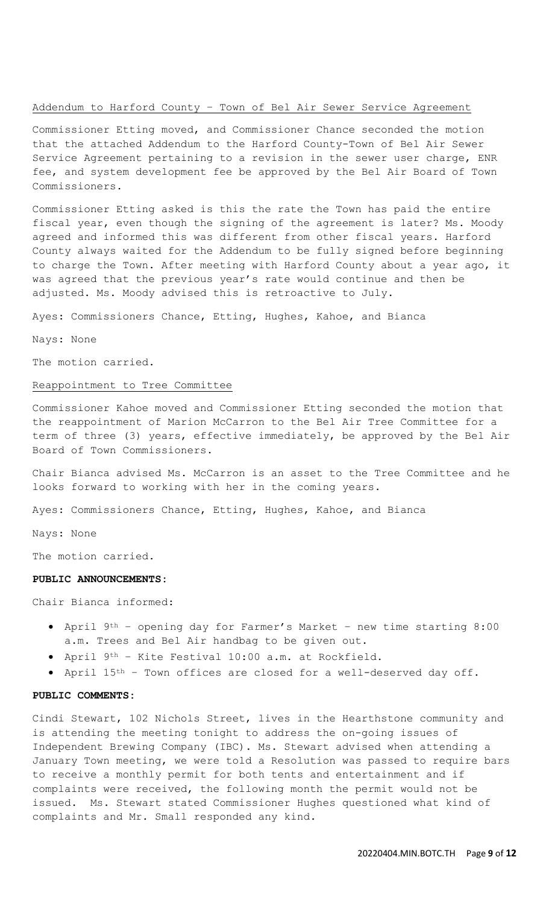Addendum to Harford County – Town of Bel Air Sewer Service Agreement

Commissioner Etting moved, and Commissioner Chance seconded the motion that the attached Addendum to the Harford County-Town of Bel Air Sewer Service Agreement pertaining to a revision in the sewer user charge, ENR fee, and system development fee be approved by the Bel Air Board of Town Commissioners.

Commissioner Etting asked is this the rate the Town has paid the entire fiscal year, even though the signing of the agreement is later? Ms. Moody agreed and informed this was different from other fiscal years. Harford County always waited for the Addendum to be fully signed before beginning to charge the Town. After meeting with Harford County about a year ago, it was agreed that the previous year's rate would continue and then be adjusted. Ms. Moody advised this is retroactive to July.

Ayes: Commissioners Chance, Etting, Hughes, Kahoe, and Bianca

Nays: None

The motion carried.

Reappointment to Tree Committee

Commissioner Kahoe moved and Commissioner Etting seconded the motion that the reappointment of Marion McCarron to the Bel Air Tree Committee for a term of three (3) years, effective immediately, be approved by the Bel Air Board of Town Commissioners.

Chair Bianca advised Ms. McCarron is an asset to the Tree Committee and he looks forward to working with her in the coming years.

Ayes: Commissioners Chance, Etting, Hughes, Kahoe, and Bianca

Nays: None

The motion carried.

**PUBLIC ANNOUNCEMENTS:**

Chair Bianca informed:

- April 9th – opening day for Farmer's Market – new time starting 8:00 a.m. Trees and Bel Air handbag to be given out.
- April 9th – Kite Festival 10:00 a.m. at Rockfield.
- April 15th – Town offices are closed for a well-deserved day off.

**PUBLIC COMMENTS:**

Cindi Stewart, 102 Nichols Street, lives in the Hearthstone community and is attending the meeting tonight to address the on-going issues of Independent Brewing Company (IBC). Ms. Stewart advised when attending a January Town meeting, we were told a Resolution was passed to require bars to receive a monthly permit for both tents and entertainment and if complaints were received, the following month the permit would not be issued. Ms. Stewart stated Commissioner Hughes questioned what kind of complaints and Mr. Small responded any kind.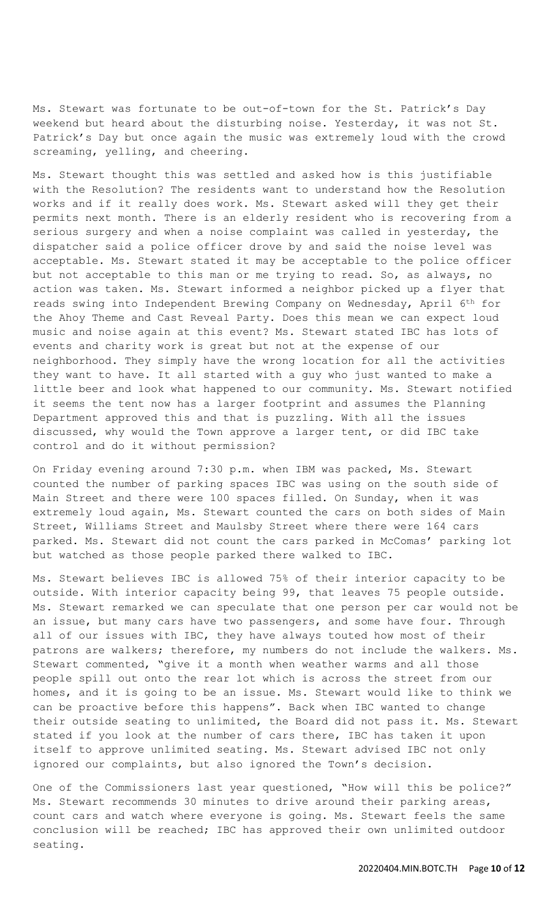Ms. Stewart was fortunate to be out-of-town for the St. Patrick's Day weekend but heard about the disturbing noise. Yesterday, it was not St. Patrick's Day but once again the music was extremely loud with the crowd screaming, yelling, and cheering.

Ms. Stewart thought this was settled and asked how is this justifiable with the Resolution? The residents want to understand how the Resolution works and if it really does work. Ms. Stewart asked will they get their permits next month. There is an elderly resident who is recovering from a serious surgery and when a noise complaint was called in yesterday, the dispatcher said a police officer drove by and said the noise level was acceptable. Ms. Stewart stated it may be acceptable to the police officer but not acceptable to this man or me trying to read. So, as always, no action was taken. Ms. Stewart informed a neighbor picked up a flyer that reads swing into Independent Brewing Company on Wednesday, April 6th for the Ahoy Theme and Cast Reveal Party. Does this mean we can expect loud music and noise again at this event? Ms. Stewart stated IBC has lots of events and charity work is great but not at the expense of our neighborhood. They simply have the wrong location for all the activities they want to have. It all started with a guy who just wanted to make a little beer and look what happened to our community. Ms. Stewart notified it seems the tent now has a larger footprint and assumes the Planning Department approved this and that is puzzling. With all the issues discussed, why would the Town approve a larger tent, or did IBC take control and do it without permission?

On Friday evening around 7:30 p.m. when IBM was packed, Ms. Stewart counted the number of parking spaces IBC was using on the south side of Main Street and there were 100 spaces filled. On Sunday, when it was extremely loud again, Ms. Stewart counted the cars on both sides of Main Street, Williams Street and Maulsby Street where there were 164 cars parked. Ms. Stewart did not count the cars parked in McComas' parking lot but watched as those people parked there walked to IBC.

Ms. Stewart believes IBC is allowed 75% of their interior capacity to be outside. With interior capacity being 99, that leaves 75 people outside. Ms. Stewart remarked we can speculate that one person per car would not be an issue, but many cars have two passengers, and some have four. Through all of our issues with IBC, they have always touted how most of their patrons are walkers; therefore, my numbers do not include the walkers. Ms. Stewart commented, "give it a month when weather warms and all those people spill out onto the rear lot which is across the street from our homes, and it is going to be an issue. Ms. Stewart would like to think we can be proactive before this happens". Back when IBC wanted to change their outside seating to unlimited, the Board did not pass it. Ms. Stewart stated if you look at the number of cars there, IBC has taken it upon itself to approve unlimited seating. Ms. Stewart advised IBC not only ignored our complaints, but also ignored the Town's decision.

One of the Commissioners last year questioned, "How will this be police?" Ms. Stewart recommends 30 minutes to drive around their parking areas, count cars and watch where everyone is going. Ms. Stewart feels the same conclusion will be reached; IBC has approved their own unlimited outdoor seating.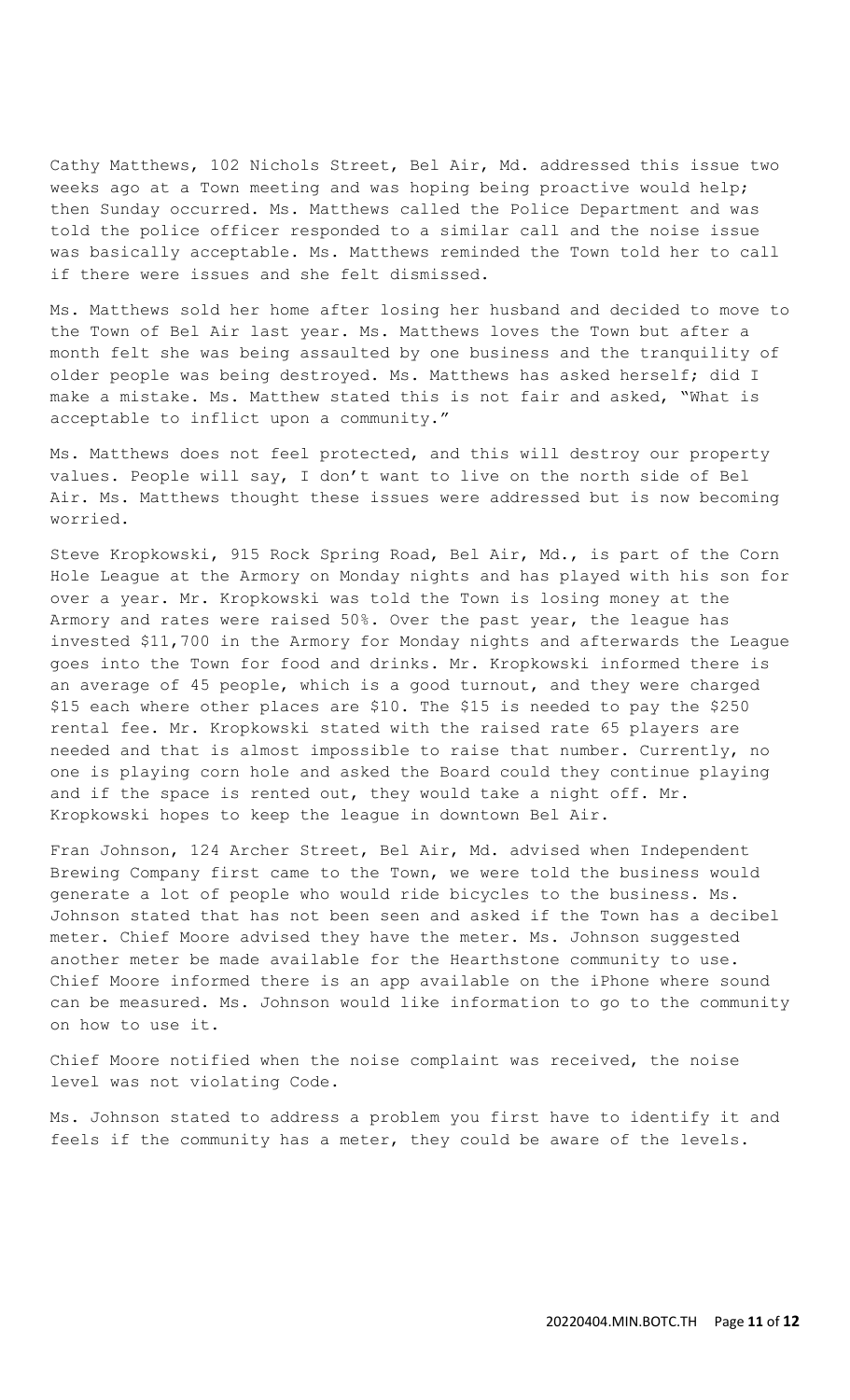Cathy Matthews, 102 Nichols Street, Bel Air, Md. addressed this issue two weeks ago at a Town meeting and was hoping being proactive would help; then Sunday occurred. Ms. Matthews called the Police Department and was told the police officer responded to a similar call and the noise issue was basically acceptable. Ms. Matthews reminded the Town told her to call if there were issues and she felt dismissed.

Ms. Matthews sold her home after losing her husband and decided to move to the Town of Bel Air last year. Ms. Matthews loves the Town but after a month felt she was being assaulted by one business and the tranquility of older people was being destroyed. Ms. Matthews has asked herself; did I make a mistake. Ms. Matthew stated this is not fair and asked, "What is acceptable to inflict upon a community."

Ms. Matthews does not feel protected, and this will destroy our property values. People will say, I don't want to live on the north side of Bel Air. Ms. Matthews thought these issues were addressed but is now becoming worried.

Steve Kropkowski, 915 Rock Spring Road, Bel Air, Md., is part of the Corn Hole League at the Armory on Monday nights and has played with his son for over a year. Mr. Kropkowski was told the Town is losing money at the Armory and rates were raised 50%. Over the past year, the league has invested $11,700 in the Armory for Monday nights and afterwards the League goes into the Town for food and drinks. Mr. Kropkowski informed there is an average of 45 people, which is a good turnout, and they were charged $15 each where other places are $10. The $15 is needed to pay the $250 rental fee. Mr. Kropkowski stated with the raised rate 65 players are needed and that is almost impossible to raise that number. Currently, no one is playing corn hole and asked the Board could they continue playing and if the space is rented out, they would take a night off. Mr. Kropkowski hopes to keep the league in downtown Bel Air.

Fran Johnson, 124 Archer Street, Bel Air, Md. advised when Independent Brewing Company first came to the Town, we were told the business would generate a lot of people who would ride bicycles to the business. Ms. Johnson stated that has not been seen and asked if the Town has a decibel meter. Chief Moore advised they have the meter. Ms. Johnson suggested another meter be made available for the Hearthstone community to use. Chief Moore informed there is an app available on the iPhone where sound can be measured. Ms. Johnson would like information to go to the community on how to use it.

Chief Moore notified when the noise complaint was received, the noise level was not violating Code.

Ms. Johnson stated to address a problem you first have to identify it and feels if the community has a meter, they could be aware of the levels.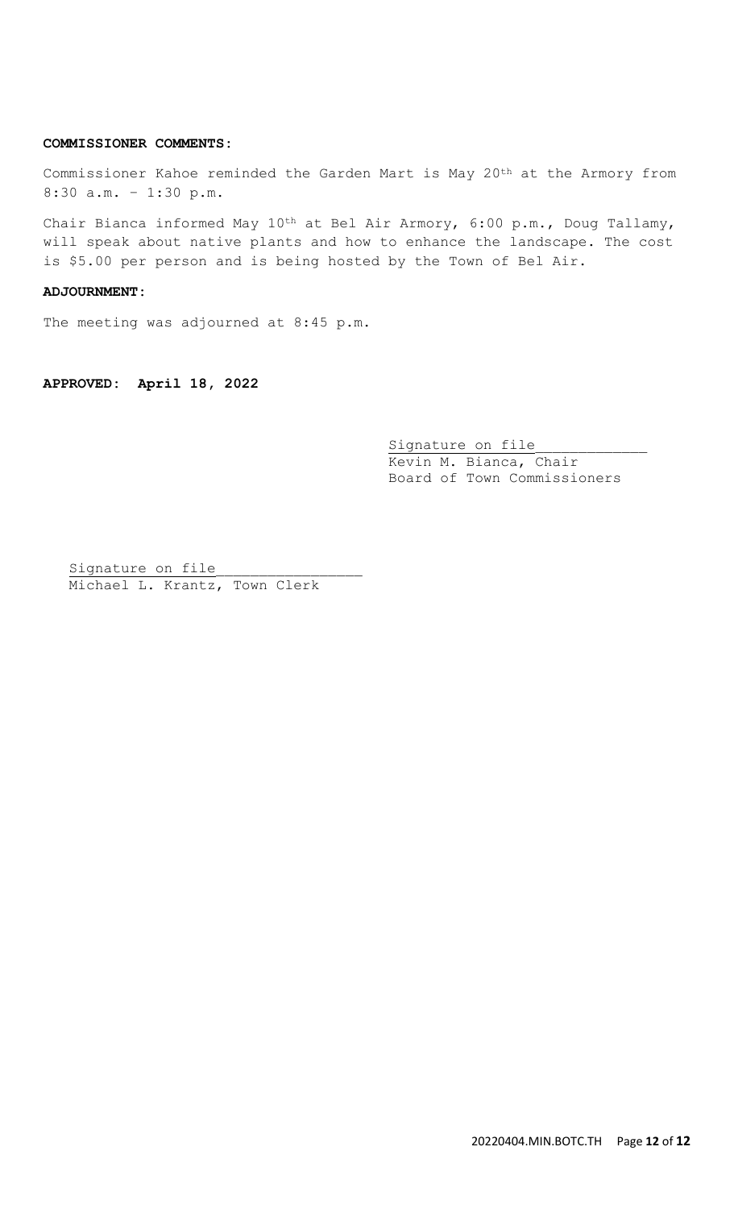**COMMISSIONER COMMENTS:**

Commissioner Kahoe reminded the Garden Mart is May 20th at the Armory from 8:30 a.m. – 1:30 p.m.

Chair Bianca informed May 10th at Bel Air Armory, 6:00 p.m., Doug Tallamy, will speak about native plants and how to enhance the landscape. The cost is $5.00 per person and is being hosted by the Town of Bel Air.

**ADJOURNMENT:**

The meeting was adjourned at 8:45 p.m.

**APPROVED: April 18, 2022**

Signature on file
Kevin M. Bianca, Chair
Board of Town Commissioners

Signature on file
Michael L. Krantz, Town Clerk